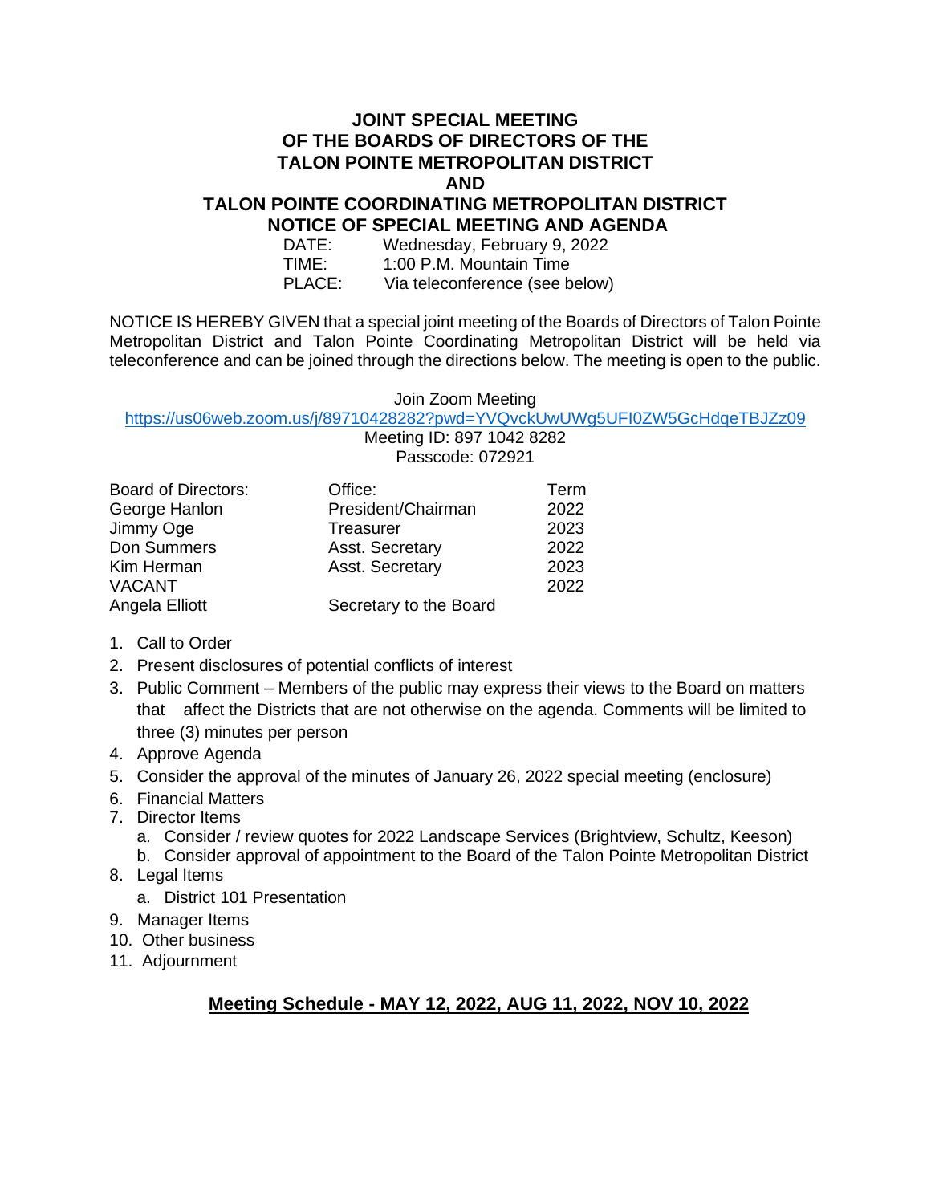# JOINT SPECIAL MEETING
# OF THE BOARDS OF DIRECTORS OF THE
# TALON POINTE METROPOLITAN DISTRICT
# AND
# TALON POINTE COORDINATING METROPOLITAN DISTRICT
# NOTICE OF SPECIAL MEETING AND AGENDA

DATE: Wednesday, February 9, 2022
TIME: 1:00 P.M. Mountain Time
PLACE: Via teleconference (see below)

NOTICE IS HEREBY GIVEN that a special joint meeting of the Boards of Directors of Talon Pointe Metropolitan District and Talon Pointe Coordinating Metropolitan District will be held via teleconference and can be joined through the directions below. The meeting is open to the public.

Join Zoom Meeting
https://us06web.zoom.us/j/89710428282?pwd=YVQvckUwUWg5UFI0ZW5GcHdqeTBJZz09
Meeting ID: 897 1042 8282
Passcode: 072921

| Board of Directors: | Office: | Term |
|---|---|---|
| George Hanlon | President/Chairman | 2022 |
| Jimmy Oge | Treasurer | 2023 |
| Don Summers | Asst. Secretary | 2022 |
| Kim Herman | Asst. Secretary | 2023 |
| VACANT | | 2022 |
| Angela Elliott | Secretary to the Board | |

1. Call to Order
2. Present disclosures of potential conflicts of interest
3. Public Comment – Members of the public may express their views to the Board on matters that affect the Districts that are not otherwise on the agenda. Comments will be limited to three (3) minutes per person
4. Approve Agenda
5. Consider the approval of the minutes of January 26, 2022 special meeting (enclosure)
6. Financial Matters
7. Director Items
   a. Consider / review quotes for 2022 Landscape Services (Brightview, Schultz, Keeson)
   b. Consider approval of appointment to the Board of the Talon Pointe Metropolitan District
8. Legal Items
   a. District 101 Presentation
9. Manager Items
10. Other business
11. Adjournment

**Meeting Schedule - MAY 12, 2022, AUG 11, 2022, NOV 10, 2022**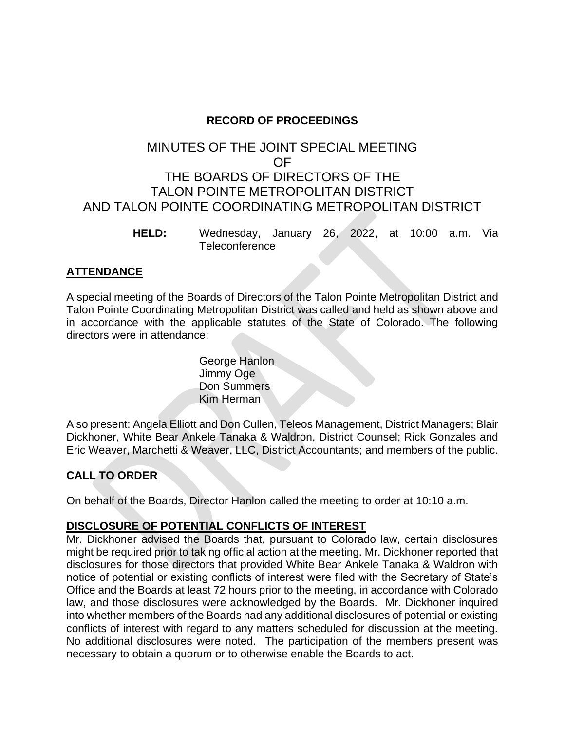**RECORD OF PROCEEDINGS**

# MINUTES OF THE JOINT SPECIAL MEETING OF THE BOARDS OF DIRECTORS OF THE TALON POINTE METROPOLITAN DISTRICT AND TALON POINTE COORDINATING METROPOLITAN DISTRICT

**HELD:** Wednesday, January 26, 2022, at 10:00 a.m. Via Teleconference

## ATTENDANCE

A special meeting of the Boards of Directors of the Talon Pointe Metropolitan District and Talon Pointe Coordinating Metropolitan District was called and held as shown above and in accordance with the applicable statutes of the State of Colorado. The following directors were in attendance:

George Hanlon
Jimmy Oge
Don Summers
Kim Herman

Also present: Angela Elliott and Don Cullen, Teleos Management, District Managers; Blair Dickhoner, White Bear Ankele Tanaka & Waldron, District Counsel; Rick Gonzales and Eric Weaver, Marchetti & Weaver, LLC, District Accountants; and members of the public.

## CALL TO ORDER

On behalf of the Boards, Director Hanlon called the meeting to order at 10:10 a.m.

## DISCLOSURE OF POTENTIAL CONFLICTS OF INTEREST

Mr. Dickhoner advised the Boards that, pursuant to Colorado law, certain disclosures might be required prior to taking official action at the meeting. Mr. Dickhoner reported that disclosures for those directors that provided White Bear Ankele Tanaka & Waldron with notice of potential or existing conflicts of interest were filed with the Secretary of State's Office and the Boards at least 72 hours prior to the meeting, in accordance with Colorado law, and those disclosures were acknowledged by the Boards. Mr. Dickhoner inquired into whether members of the Boards had any additional disclosures of potential or existing conflicts of interest with regard to any matters scheduled for discussion at the meeting. No additional disclosures were noted. The participation of the members present was necessary to obtain a quorum or to otherwise enable the Boards to act.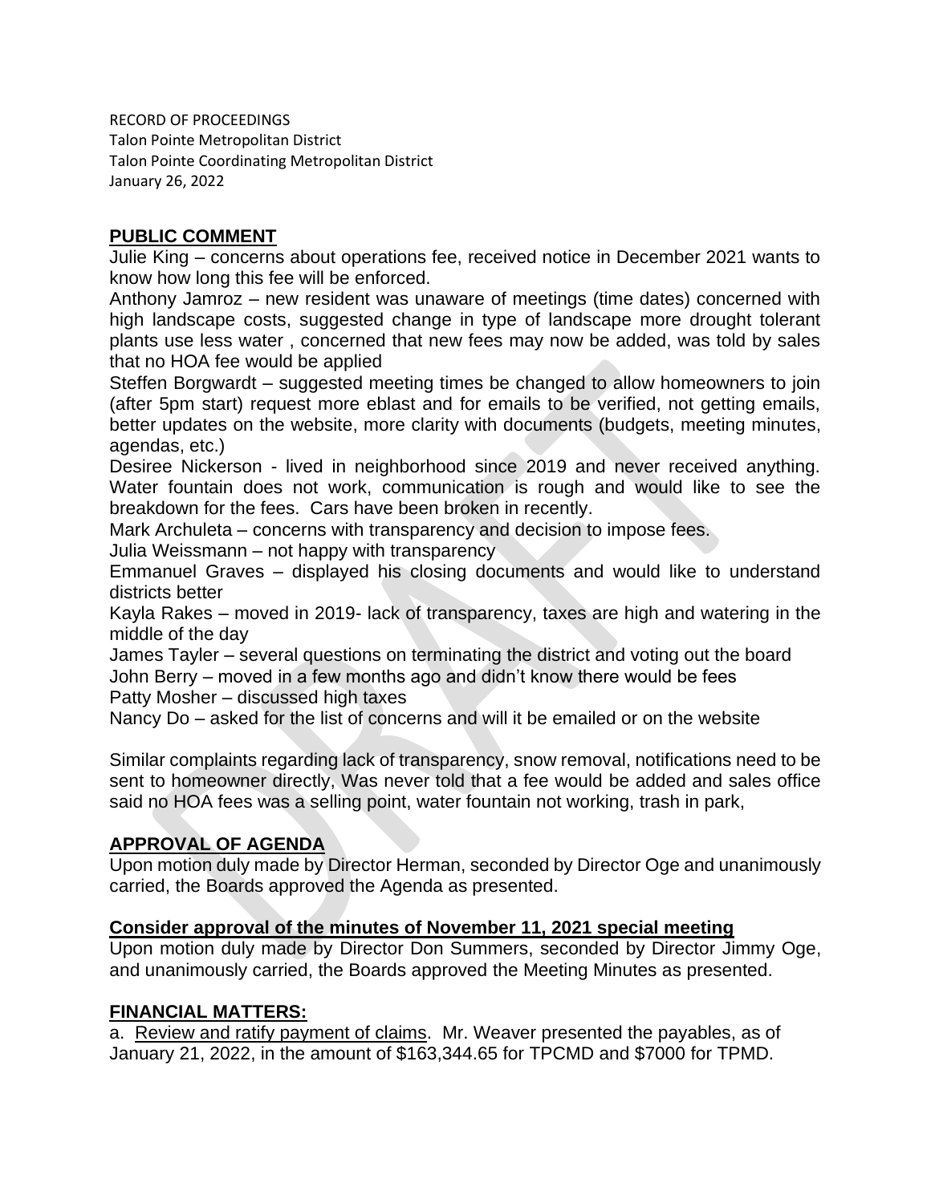RECORD OF PROCEEDINGS
Talon Pointe Metropolitan District
Talon Pointe Coordinating Metropolitan District
January 26, 2022

## PUBLIC COMMENT

Julie King – concerns about operations fee, received notice in December 2021 wants to know how long this fee will be enforced.

Anthony Jamroz – new resident was unaware of meetings (time dates) concerned with high landscape costs, suggested change in type of landscape more drought tolerant plants use less water , concerned that new fees may now be added, was told by sales that no HOA fee would be applied

Steffen Borgwardt – suggested meeting times be changed to allow homeowners to join (after 5pm start) request more eblast and for emails to be verified, not getting emails, better updates on the website, more clarity with documents (budgets, meeting minutes, agendas, etc.)

Desiree Nickerson - lived in neighborhood since 2019 and never received anything. Water fountain does not work, communication is rough and would like to see the breakdown for the fees. Cars have been broken in recently.

Mark Archuleta – concerns with transparency and decision to impose fees.

Julia Weissmann – not happy with transparency

Emmanuel Graves – displayed his closing documents and would like to understand districts better

Kayla Rakes – moved in 2019- lack of transparency, taxes are high and watering in the middle of the day

James Tayler – several questions on terminating the district and voting out the board

John Berry – moved in a few months ago and didn't know there would be fees

Patty Mosher – discussed high taxes

Nancy Do – asked for the list of concerns and will it be emailed or on the website

Similar complaints regarding lack of transparency, snow removal, notifications need to be sent to homeowner directly, Was never told that a fee would be added and sales office said no HOA fees was a selling point, water fountain not working, trash in park,

## APPROVAL OF AGENDA

Upon motion duly made by Director Herman, seconded by Director Oge and unanimously carried, the Boards approved the Agenda as presented.

## Consider approval of the minutes of November 11, 2021 special meeting

Upon motion duly made by Director Don Summers, seconded by Director Jimmy Oge, and unanimously carried, the Boards approved the Meeting Minutes as presented.

## FINANCIAL MATTERS:

a. Review and ratify payment of claims. Mr. Weaver presented the payables, as of January 21, 2022, in the amount of $163,344.65 for TPCMD and $7000 for TPMD.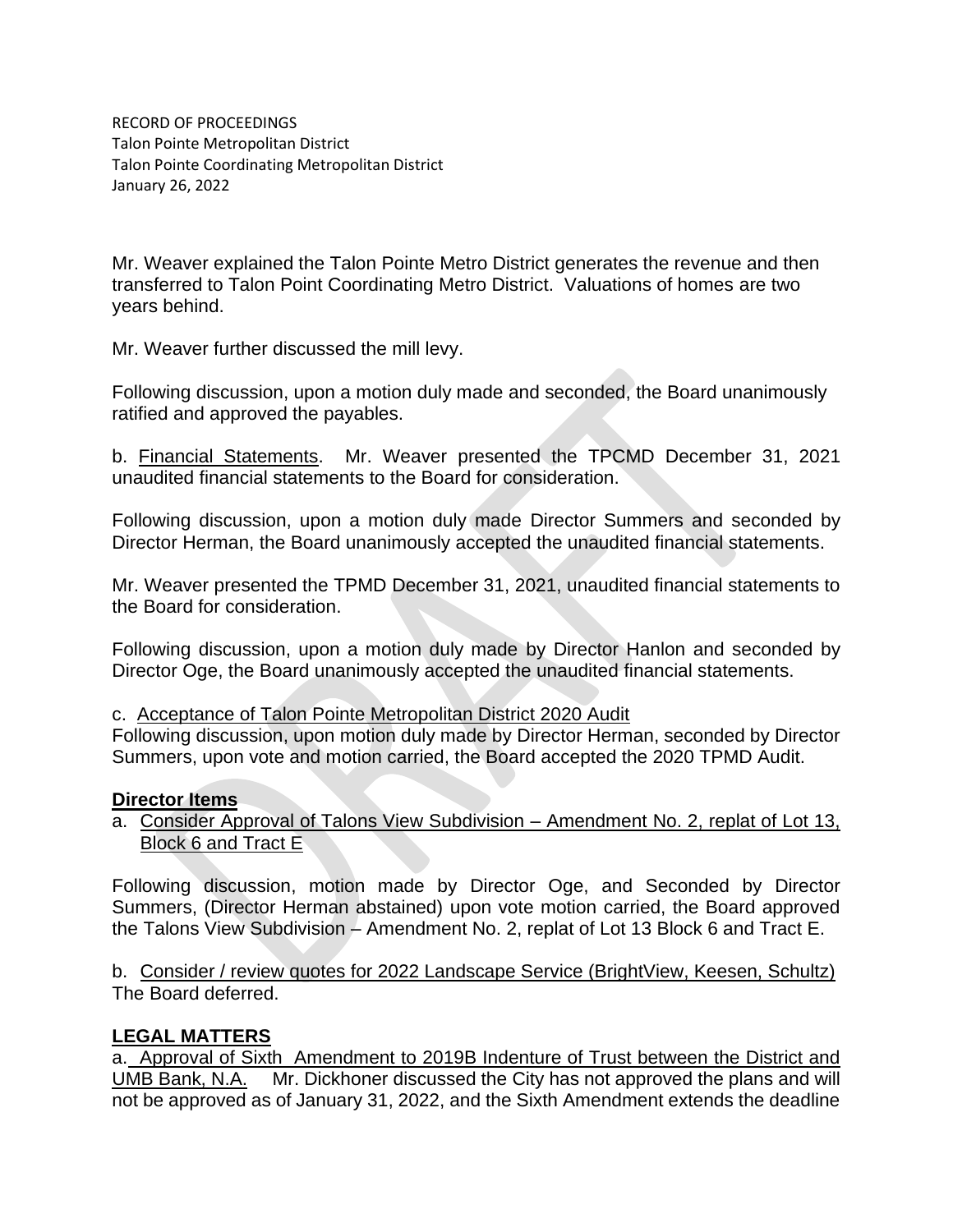Mr. Weaver explained the Talon Pointe Metro District generates the revenue and then transferred to Talon Point Coordinating Metro District. Valuations of homes are two years behind.

Mr. Weaver further discussed the mill levy.

Following discussion, upon a motion duly made and seconded, the Board unanimously ratified and approved the payables.

b. Financial Statements. Mr. Weaver presented the TPCMD December 31, 2021 unaudited financial statements to the Board for consideration.

Following discussion, upon a motion duly made Director Summers and seconded by Director Herman, the Board unanimously accepted the unaudited financial statements.

Mr. Weaver presented the TPMD December 31, 2021, unaudited financial statements to the Board for consideration.

Following discussion, upon a motion duly made by Director Hanlon and seconded by Director Oge, the Board unanimously accepted the unaudited financial statements.

c. Acceptance of Talon Pointe Metropolitan District 2020 Audit
Following discussion, upon motion duly made by Director Herman, seconded by Director Summers, upon vote and motion carried, the Board accepted the 2020 TPMD Audit.

## Director Items

a. Consider Approval of Talons View Subdivision – Amendment No. 2, replat of Lot 13, Block 6 and Tract E

Following discussion, motion made by Director Oge, and Seconded by Director Summers, (Director Herman abstained) upon vote motion carried, the Board approved the Talons View Subdivision – Amendment No. 2, replat of Lot 13 Block 6 and Tract E.

b. Consider / review quotes for 2022 Landscape Service (BrightView, Keesen, Schultz)
The Board deferred.

## LEGAL MATTERS

a. Approval of Sixth Amendment to 2019B Indenture of Trust between the District and UMB Bank, N.A. Mr. Dickhoner discussed the City has not approved the plans and will not be approved as of January 31, 2022, and the Sixth Amendment extends the deadline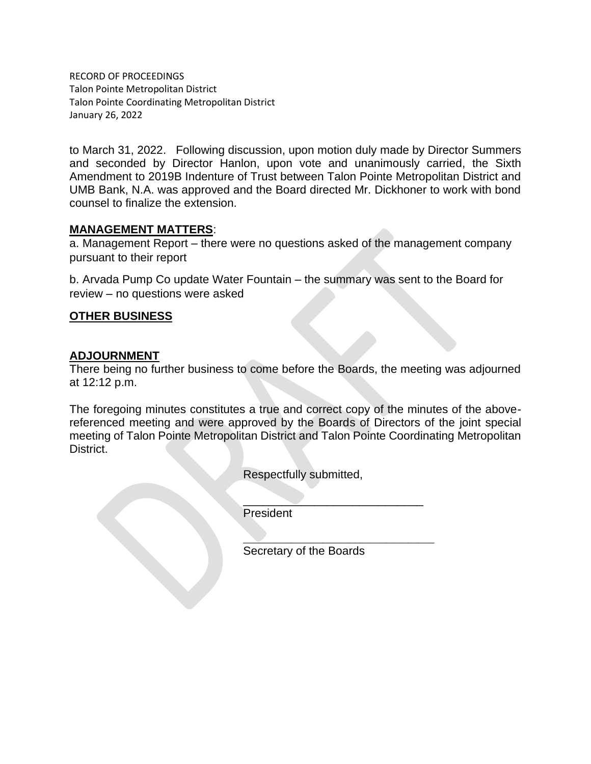to March 31, 2022. Following discussion, upon motion duly made by Director Summers and seconded by Director Hanlon, upon vote and unanimously carried, the Sixth Amendment to 2019B Indenture of Trust between Talon Pointe Metropolitan District and UMB Bank, N.A. was approved and the Board directed Mr. Dickhoner to work with bond counsel to finalize the extension.

**MANAGEMENT MATTERS**:

a. Management Report – there were no questions asked of the management company pursuant to their report

b. Arvada Pump Co update Water Fountain – the summary was sent to the Board for review – no questions were asked

**OTHER BUSINESS**

**ADJOURNMENT**

There being no further business to come before the Boards, the meeting was adjourned at 12:12 p.m.

The foregoing minutes constitutes a true and correct copy of the minutes of the above-referenced meeting and were approved by the Boards of Directors of the joint special meeting of Talon Pointe Metropolitan District and Talon Pointe Coordinating Metropolitan District.

Respectfully submitted,

____________________________
President

____________________________
Secretary of the Boards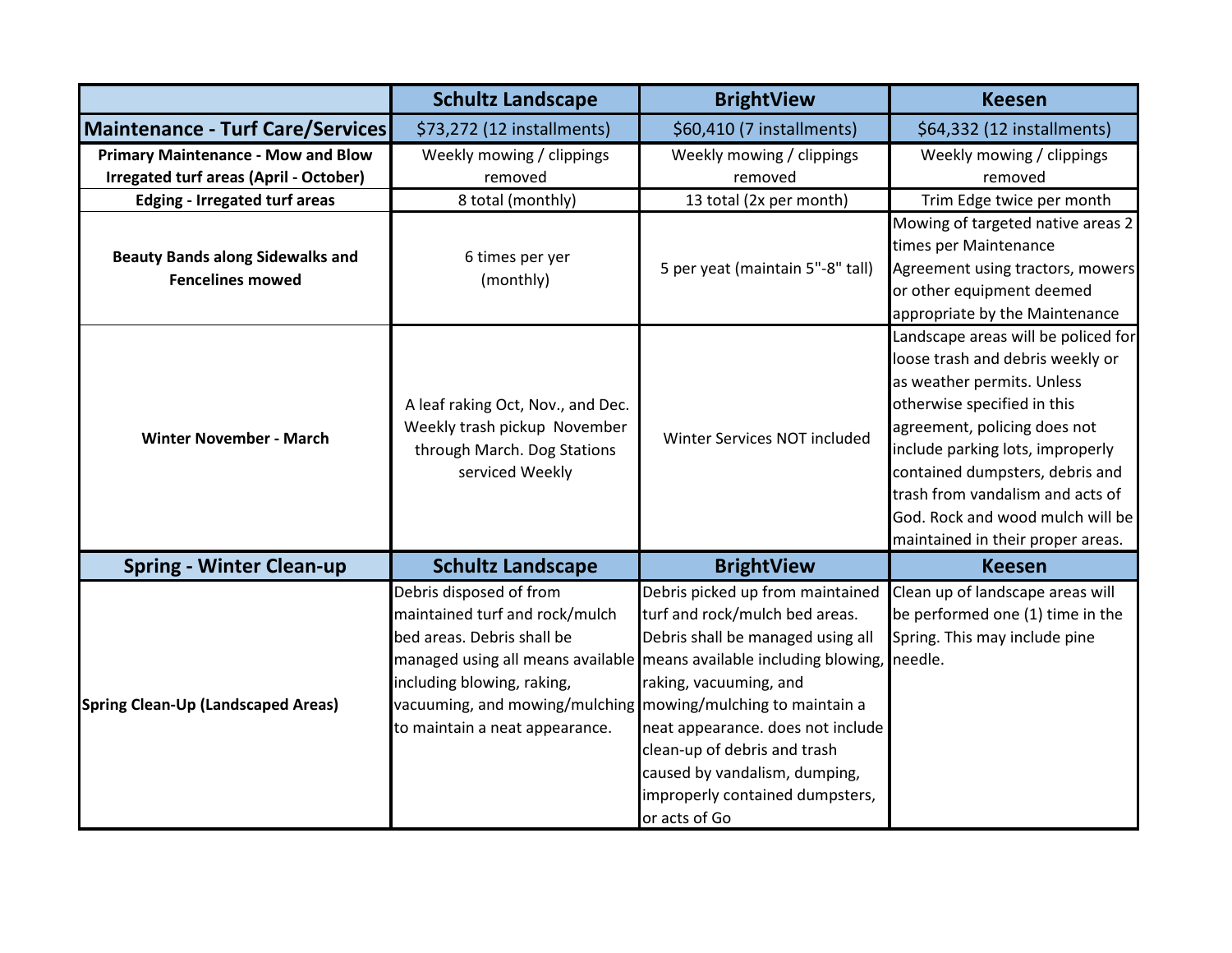| | Schultz Landscape | BrightView | Keesen |
|---|---|---|---|
| **Maintenance - Turf Care/Services** | $73,272 (12 installments) | $60,410 (7 installments) | $64,332 (12 installments) |
| **Primary Maintenance - Mow and Blow Irregated turf areas (April - October)** | Weekly mowing / clippings removed | Weekly mowing / clippings removed | Weekly mowing / clippings removed |
| **Edging - Irregated turf areas** | 8 total (monthly) | 13 total (2x per month) | Trim Edge twice per month |
| **Beauty Bands along Sidewalks and Fencelines mowed** | 6 times per yer (monthly) | 5 per yeat (maintain 5"-8" tall) | Mowing of targeted native areas 2 times per Maintenance Agreement using tractors, mowers or other equipment deemed appropriate by the Maintenance |
| **Winter November - March** | A leaf raking Oct, Nov., and Dec. Weekly trash pickup November through March. Dog Stations serviced Weekly | Winter Services NOT included | Landscape areas will be policed for loose trash and debris weekly or as weather permits. Unless otherwise specified in this agreement, policing does not include parking lots, improperly contained dumpsters, debris and trash from vandalism and acts of God. Rock and wood mulch will be maintained in their proper areas. |
| **Spring - Winter Clean-up** | **Schultz Landscape** | **BrightView** | **Keesen** |
| **Spring Clean-Up (Landscaped Areas)** | Debris disposed of from maintained turf and rock/mulch bed areas. Debris shall be managed using all means available including blowing, raking, vacuuming, and mowing/mulching to maintain a neat appearance. | Debris picked up from maintained turf and rock/mulch bed areas. Debris shall be managed using all means available including blowing, raking, vacuuming, and mowing/mulching to maintain a neat appearance. does not include clean-up of debris and trash caused by vandalism, dumping, improperly contained dumpsters, or acts of Go | Clean up of landscape areas will be performed one (1) time in the Spring. This may include pine needle. |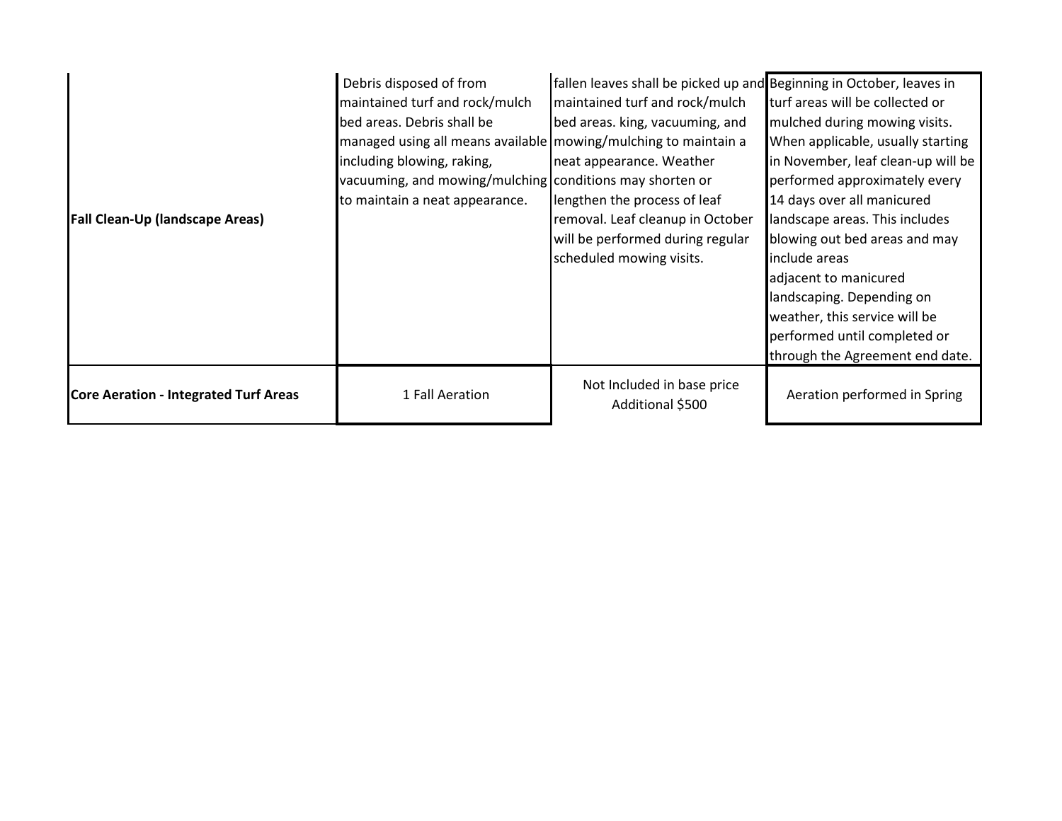| | | | |
|---|---|---|---|
| **Fall Clean-Up (landscape Areas)** | Debris disposed of from maintained turf and rock/mulch bed areas. Debris shall be managed using all means available including blowing, raking, vacuuming, and mowing/mulching to maintain a neat appearance. | fallen leaves shall be picked up and maintained turf and rock/mulch bed areas. king, vacuuming, and mowing/mulching to maintain a neat appearance. Weather conditions may shorten or lengthen the process of leaf removal. Leaf cleanup in October will be performed during regular scheduled mowing visits. | Beginning in October, leaves in turf areas will be collected or mulched during mowing visits. When applicable, usually starting in November, leaf clean-up will be performed approximately every 14 days over all manicured landscape areas. This includes blowing out bed areas and may include areas adjacent to manicured landscaping. Depending on weather, this service will be performed until completed or through the Agreement end date. |
| **Core Aeration - Integrated Turf Areas** | 1 Fall Aeration | Not Included in base price Additional $500 | Aeration performed in Spring |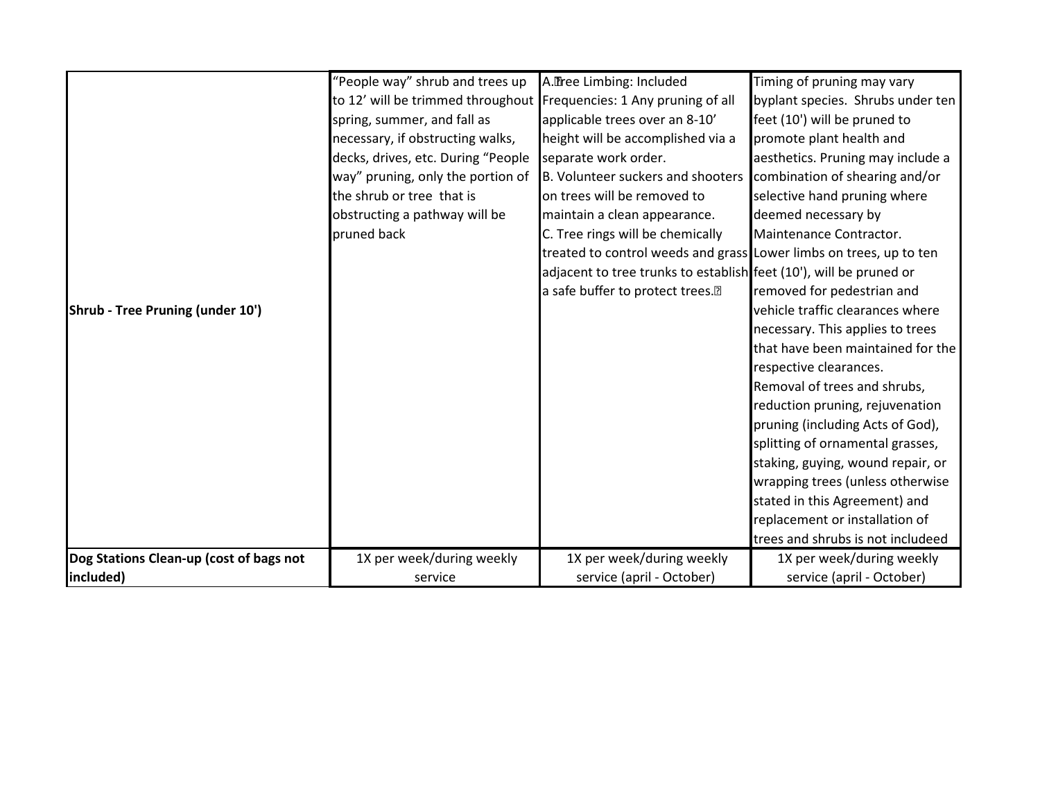| | | | |
|---|---|---|---|
| **Shrub - Tree Pruning (under 10')** | "People way" shrub and trees up to 12' will be trimmed throughout spring, summer, and fall as necessary, if obstructing walks, decks, drives, etc. During "People way" pruning, only the portion of the shrub or tree that is obstructing a pathway will be pruned back | A.Tree Limbing: Included Frequencies: 1 Any pruning of all applicable trees over an 8-10' height will be accomplished via a separate work order. B. Volunteer suckers and shooters on trees will be removed to maintain a clean appearance. C. Tree rings will be chemically treated to control weeds and grass adjacent to tree trunks to establish a safe buffer to protect trees. | Timing of pruning may vary byplant species. Shrubs under ten feet (10') will be pruned to promote plant health and aesthetics. Pruning may include a combination of shearing and/or selective hand pruning where deemed necessary by Maintenance Contractor. Lower limbs on trees, up to ten feet (10'), will be pruned or removed for pedestrian and vehicle traffic clearances where necessary. This applies to trees that have been maintained for the respective clearances. Removal of trees and shrubs, reduction pruning, rejuvenation pruning (including Acts of God), splitting of ornamental grasses, staking, guying, wound repair, or wrapping trees (unless otherwise stated in this Agreement) and replacement or installation of trees and shrubs is not includeed |
| **Dog Stations Clean-up (cost of bags not included)** | 1X per week/during weekly service | 1X per week/during weekly service (april - October) | 1X per week/during weekly service (april - October) |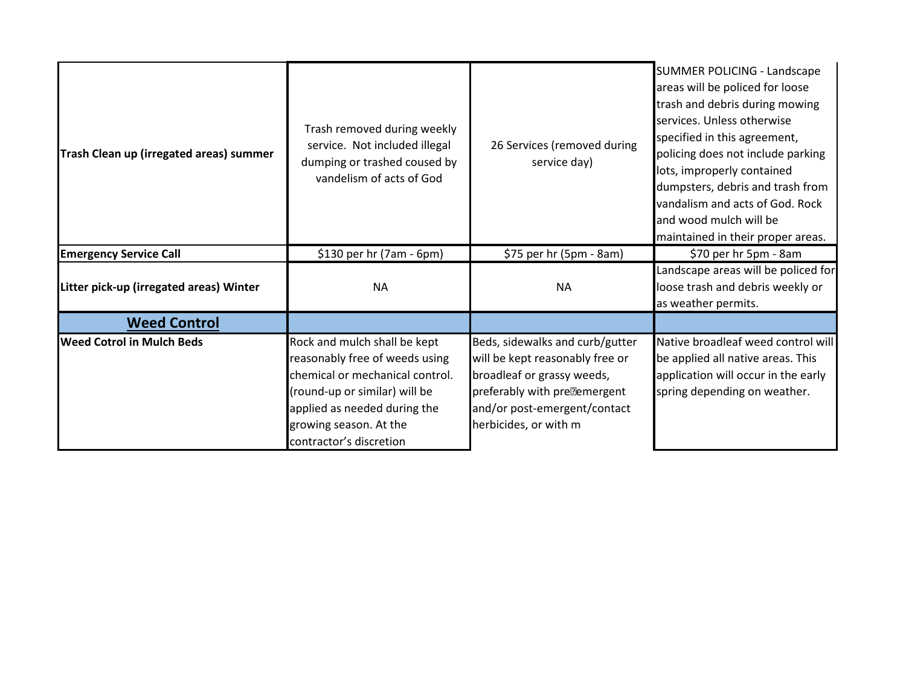| | | | |
|---|---|---|---|
| **Trash Clean up (irregated areas) summer** | Trash removed during weekly service. Not included illegal dumping or trashed coused by vandelism of acts of God | 26 Services (removed during service day) | SUMMER POLICING - Landscape areas will be policed for loose trash and debris during mowing services. Unless otherwise specified in this agreement, policing does not include parking lots, improperly contained dumpsters, debris and trash from vandalism and acts of God. Rock and wood mulch will be maintained in their proper areas. |
| **Emergency Service Call** | $130 per hr (7am - 6pm) | $75 per hr (5pm - 8am) | $70 per hr 5pm - 8am |
| **Litter pick-up (irregated areas) Winter** | NA | NA | Landscape areas will be policed for loose trash and debris weekly or as weather permits. |
| **Weed Control** | | | |
| **Weed Cotrol in Mulch Beds** | Rock and mulch shall be kept reasonably free of weeds using chemical or mechanical control. (round-up or similar) will be applied as needed during the growing season. At the contractor's discretion | Beds, sidewalks and curb/gutter will be kept reasonably free or broadleaf or grassy weeds, preferably with pre�emergent and/or post-emergent/contact herbicides, or with m | Native broadleaf weed control will be applied all native areas. This application will occur in the early spring depending on weather. |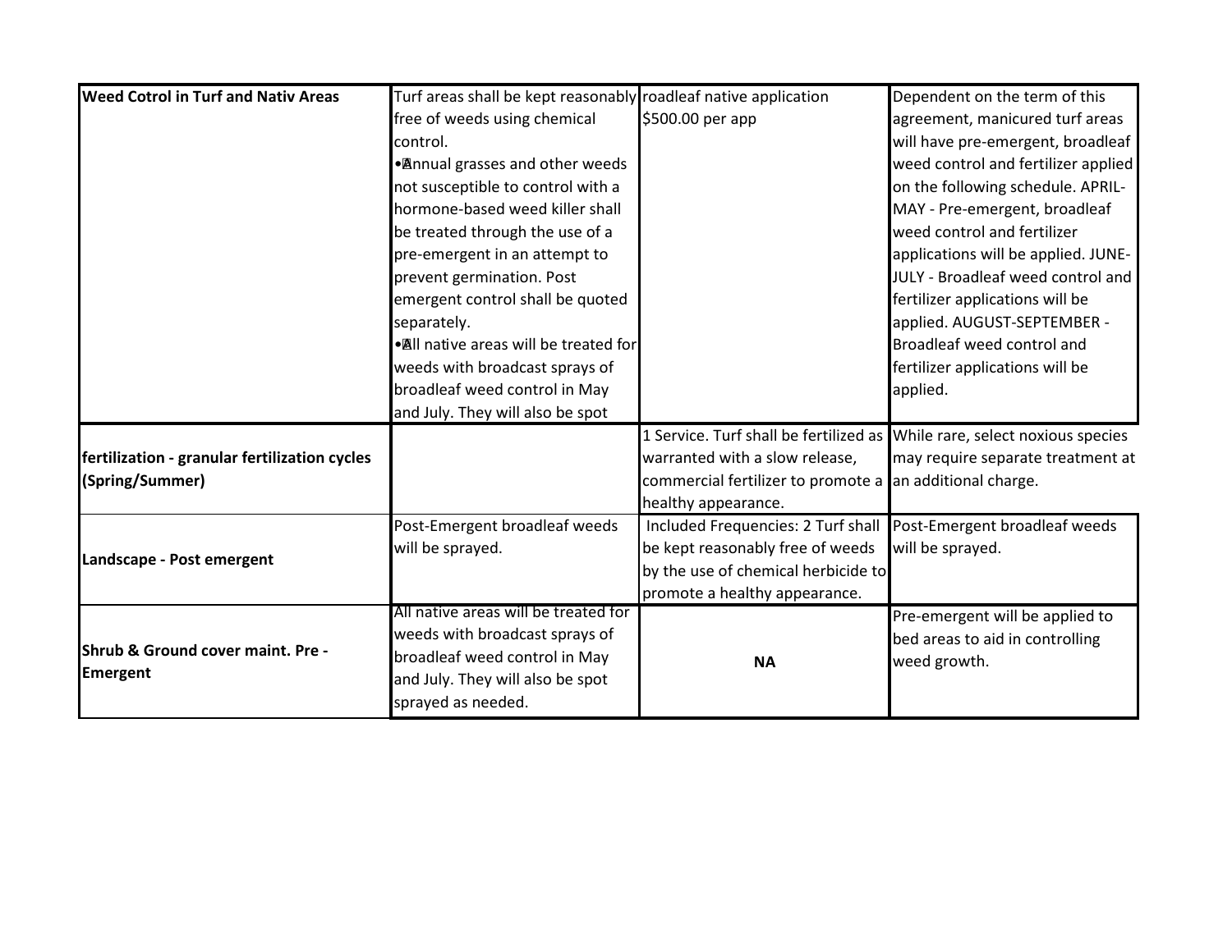| Weed Cotrol in Turf and Nativ Areas | Turf areas shall be kept reasonably free of weeds using chemical control.<br>•Annual grasses and other weeds not susceptible to control with a hormone-based weed killer shall be treated through the use of a pre-emergent in an attempt to prevent germination. Post emergent control shall be quoted separately.<br>•All native areas will be treated for weeds with broadcast sprays of broadleaf weed control in May and July. They will also be spot | roadleaf native application<br>$500.00 per app | Dependent on the term of this agreement, manicured turf areas will have pre-emergent, broadleaf weed control and fertilizer applied on the following schedule. APRIL-MAY - Pre-emergent, broadleaf weed control and fertilizer applications will be applied. JUNE-JULY - Broadleaf weed control and fertilizer applications will be applied. AUGUST-SEPTEMBER - Broadleaf weed control and fertilizer applications will be applied. |
|---|---|---|---|
| fertilization - granular fertilization cycles (Spring/Summer) | | 1 Service. Turf shall be fertilized as warranted with a slow release, commercial fertilizer to promote a healthy appearance. | While rare, select noxious species may require separate treatment at an additional charge. |
| Landscape - Post emergent | Post-Emergent broadleaf weeds will be sprayed. | Included Frequencies: 2 Turf shall be kept reasonably free of weeds by the use of chemical herbicide to promote a healthy appearance. | Post-Emergent broadleaf weeds will be sprayed. |
| Shrub & Ground cover maint. Pre - Emergent | All native areas will be treated for weeds with broadcast sprays of broadleaf weed control in May and July. They will also be spot sprayed as needed. | NA | Pre-emergent will be applied to bed areas to aid in controlling weed growth. |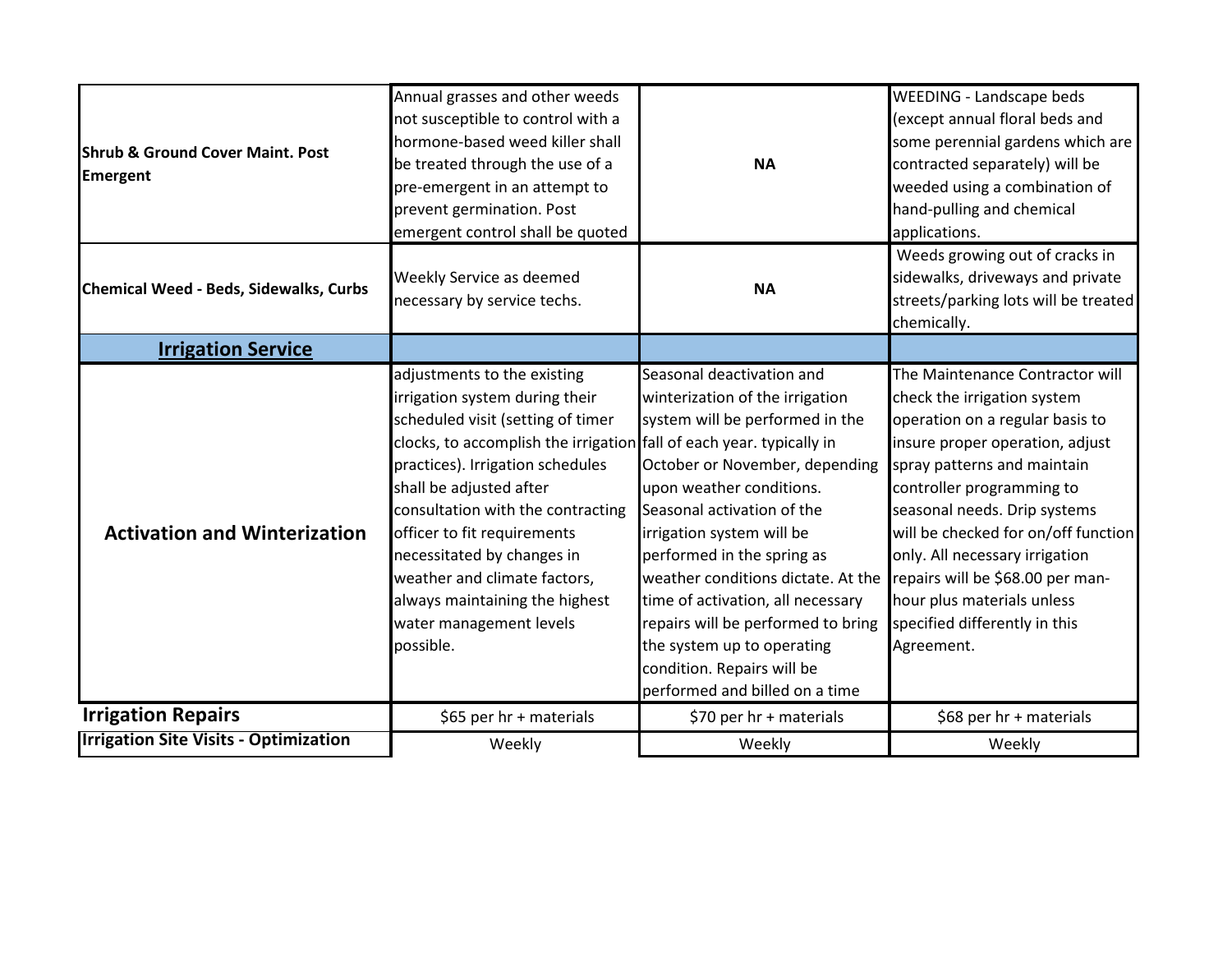| | | | |
|---|---|---|---|
| **Shrub & Ground Cover Maint. Post Emergent** | Annual grasses and other weeds not susceptible to control with a hormone-based weed killer shall be treated through the use of a pre-emergent in an attempt to prevent germination. Post emergent control shall be quoted | **NA** | WEEDING - Landscape beds (except annual floral beds and some perennial gardens which are contracted separately) will be weeded using a combination of hand-pulling and chemical applications. |
| **Chemical Weed - Beds, Sidewalks, Curbs** | Weekly Service as deemed necessary by service techs. | **NA** | Weeds growing out of cracks in sidewalks, driveways and private streets/parking lots will be treated chemically. |
| **Irrigation Service** | | | |
| **Activation and Winterization** | adjustments to the existing irrigation system during their scheduled visit (setting of timer clocks, to accomplish the irrigation practices). Irrigation schedules shall be adjusted after consultation with the contracting officer to fit requirements necessitated by changes in weather and climate factors, always maintaining the highest water management levels possible. | Seasonal deactivation and winterization of the irrigation system will be performed in the fall of each year. typically in October or November, depending upon weather conditions. Seasonal activation of the irrigation system will be performed in the spring as weather conditions dictate. At the time of activation, all necessary repairs will be performed to bring the system up to operating condition. Repairs will be performed and billed on a time | The Maintenance Contractor will check the irrigation system operation on a regular basis to insure proper operation, adjust spray patterns and maintain controller programming to seasonal needs. Drip systems will be checked for on/off function only. All necessary irrigation repairs will be $68.00 per man-hour plus materials unless specified differently in this Agreement. |
| **Irrigation Repairs** | $65 per hr + materials | $70 per hr + materials | $68 per hr + materials |
| **Irrigation Site Visits - Optimization** | Weekly | Weekly | Weekly |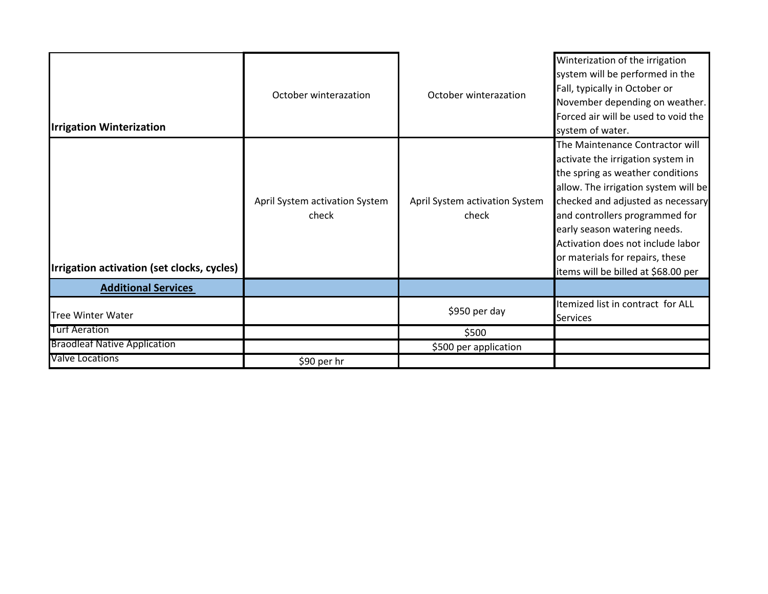| | | | |
|---|---|---|---|
| **Irrigation Winterization** | October winterazation | October winterazation | Winterization of the irrigation system will be performed in the Fall, typically in October or November depending on weather. Forced air will be used to void the system of water. |
| **Irrigation activation (set clocks, cycles)** | April System activation System check | April System activation System check | The Maintenance Contractor will activate the irrigation system in the spring as weather conditions allow. The irrigation system will be checked and adjusted as necessary and controllers programmed for early season watering needs. Activation does not include labor or materials for repairs, these items will be billed at $68.00 per |
| **Additional Services** | | | |
| Tree Winter Water | | $950 per day | Itemized list in contract for ALL Services |
| Turf Aeration | | $500 | |
| Braodleaf Native Application | | $500 per application | |
| Valve Locations | $90 per hr | | |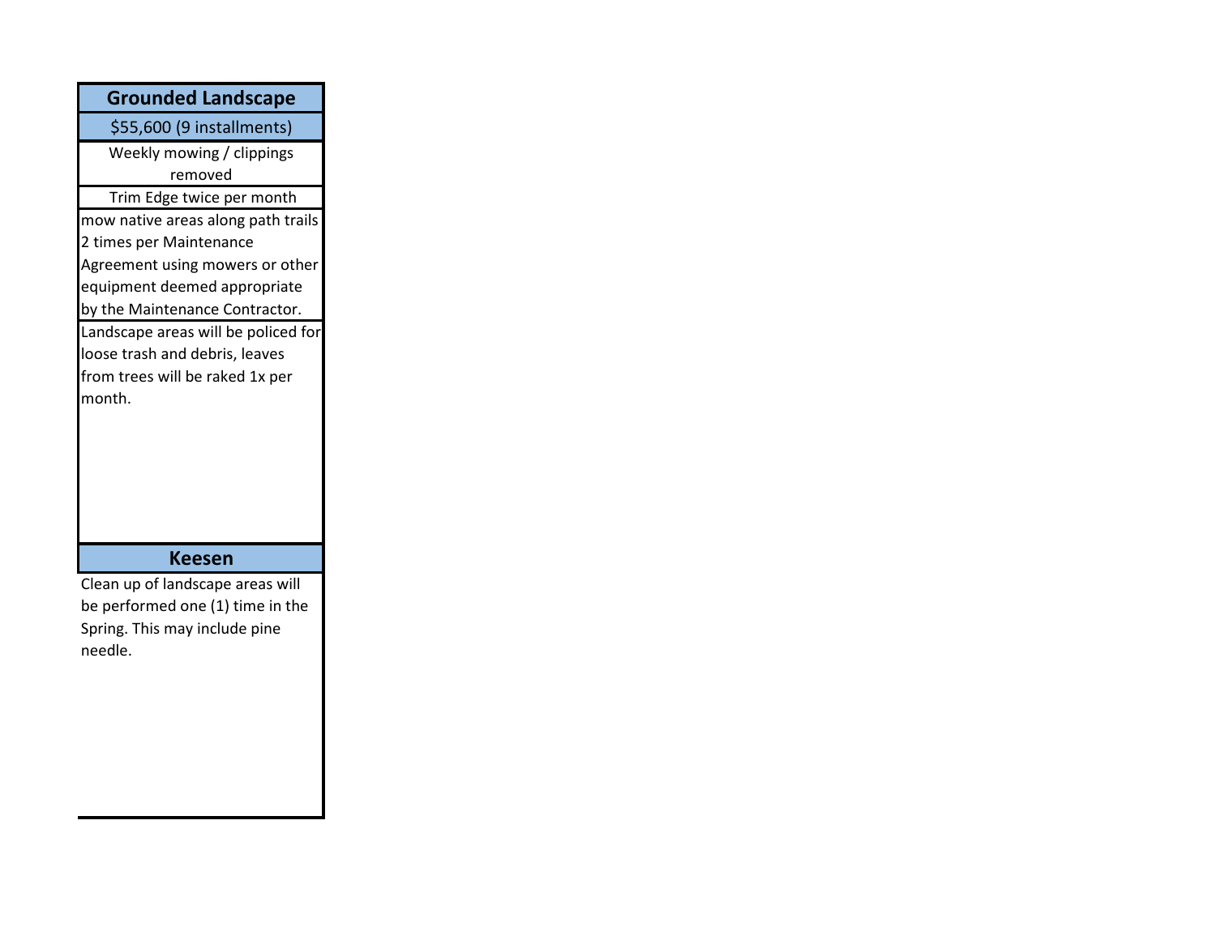| Grounded Landscape |
| --- |
| $55,600 (9 installments) |
| Weekly mowing / clippings removed |
| Trim Edge twice per month |
| mow native areas along path trails 2 times per Maintenance Agreement using mowers or other equipment deemed appropriate by the Maintenance Contractor. |
| Landscape areas will be policed for loose trash and debris, leaves from trees will be raked 1x per month. |
| **Keesen** |
| Clean up of landscape areas will be performed one (1) time in the Spring. This may include pine needle. |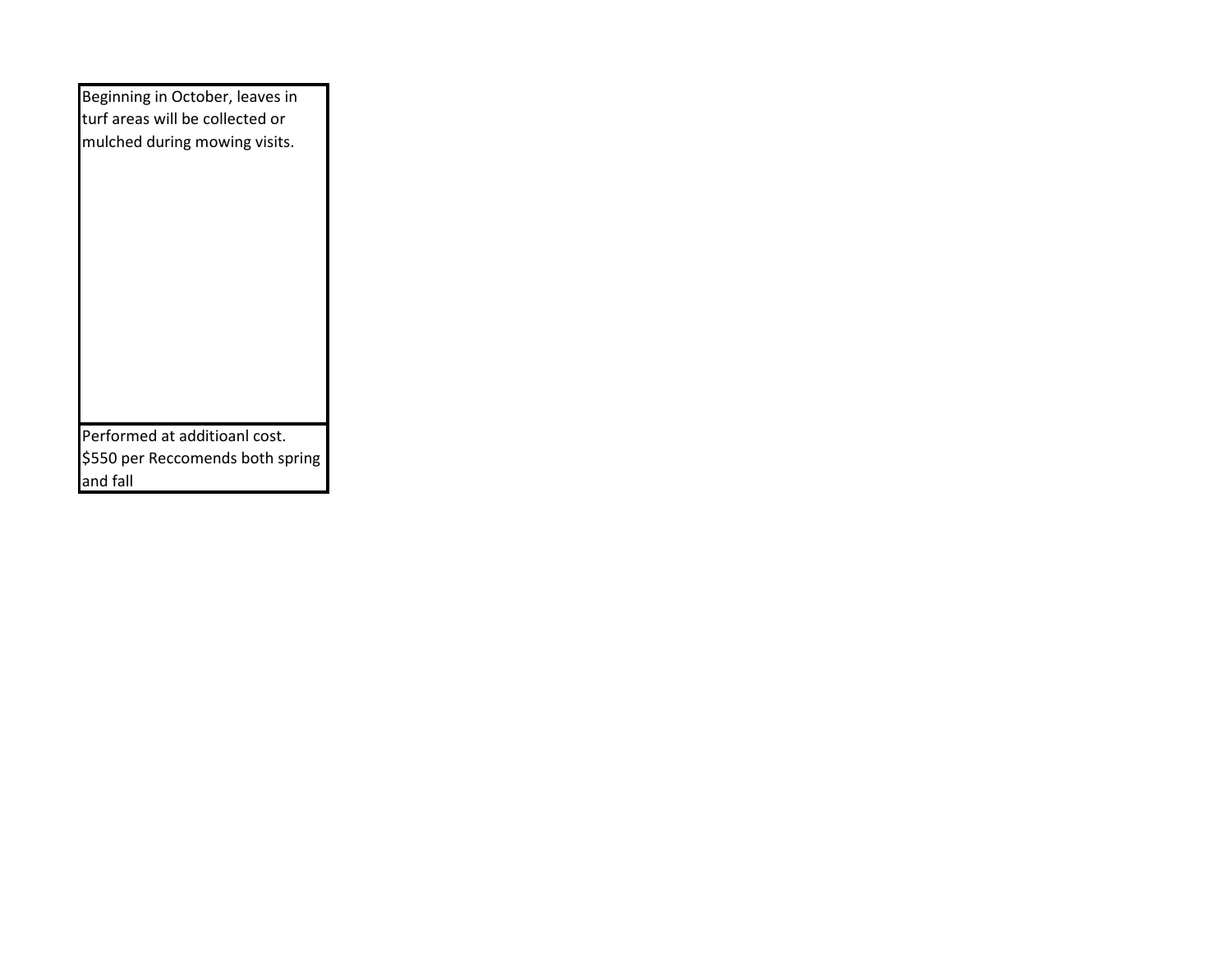| Beginning in October, leaves in turf areas will be collected or mulched during mowing visits. |
| --- |
| Performed at additioanl cost. $550 per Reccomends both spring and fall |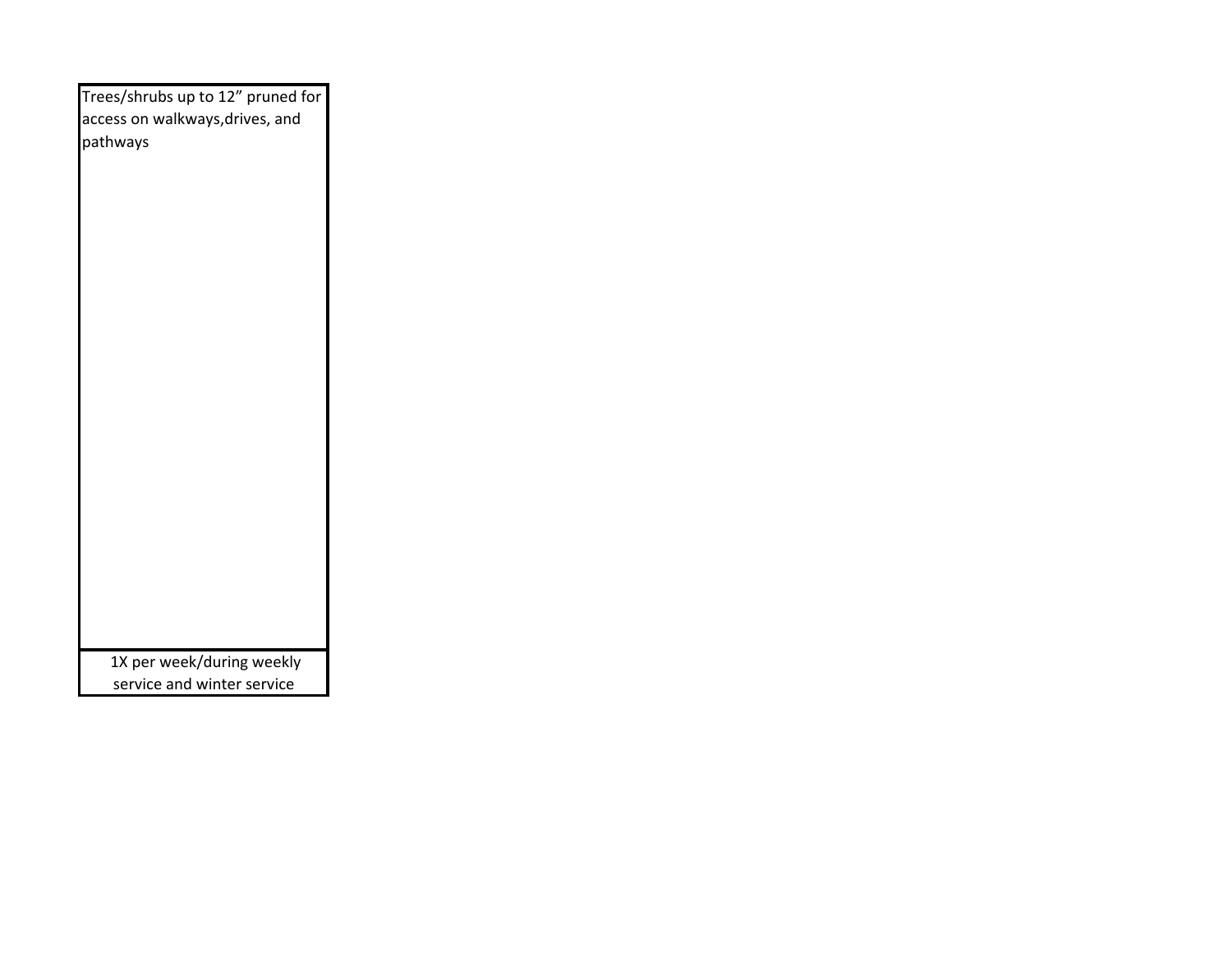| Trees/shrubs up to 12” pruned for access on walkways,drives, and pathways |
| --- |
| 1X per week/during weekly service and winter service |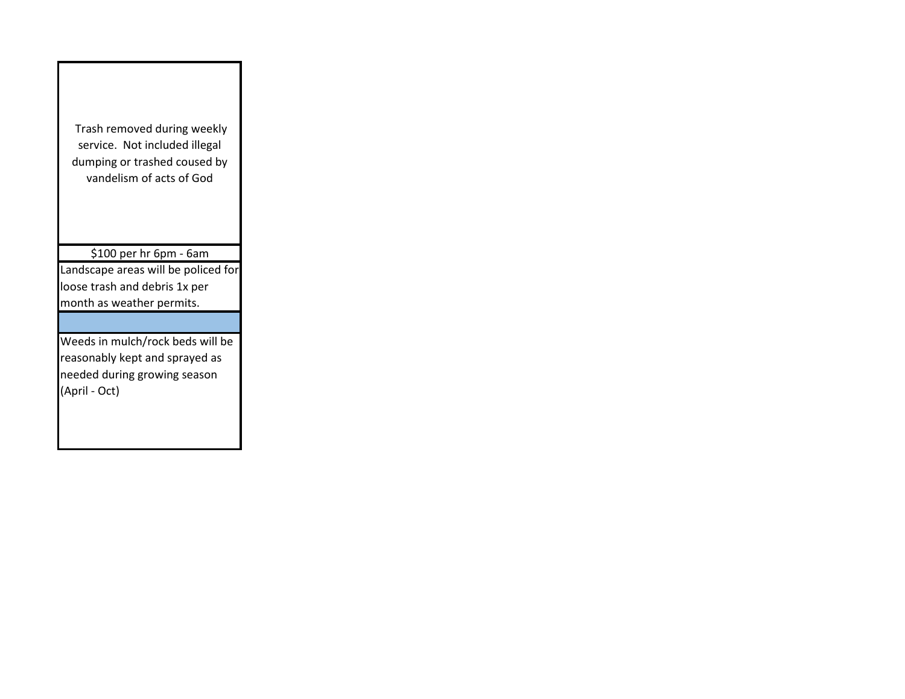| |
|---|
| Trash removed during weekly service. Not included illegal dumping or trashed coused by vandelism of acts of God |
| $100 per hr 6pm - 6am |
| Landscape areas will be policed for loose trash and debris 1x per month as weather permits. |
| |
| Weeds in mulch/rock beds will be reasonably kept and sprayed as needed during growing season (April - Oct) |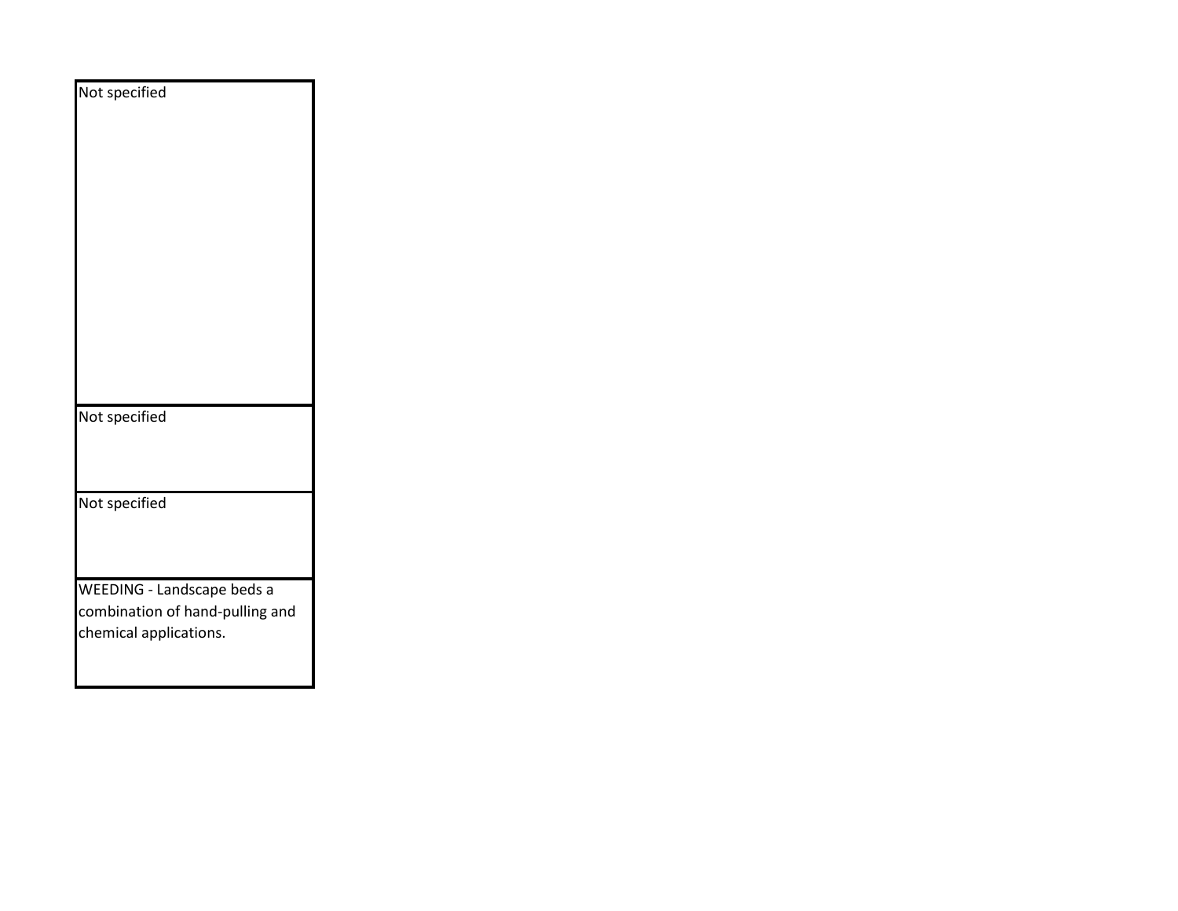| Not specified |
| --- |
| Not specified |
| Not specified |
| WEEDING - Landscape beds a combination of hand-pulling and chemical applications. |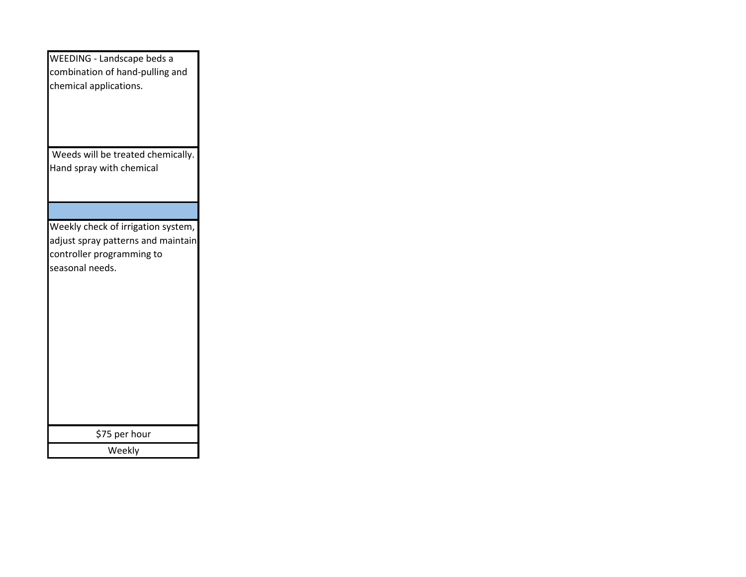| WEEDING - Landscape beds a combination of hand-pulling and chemical applications. |
|---|
| Weeds will be treated chemically. Hand spray with chemical |
| |
| Weekly check of irrigation system, adjust spray patterns and maintain controller programming to seasonal needs. |
| $75 per hour |
| Weekly |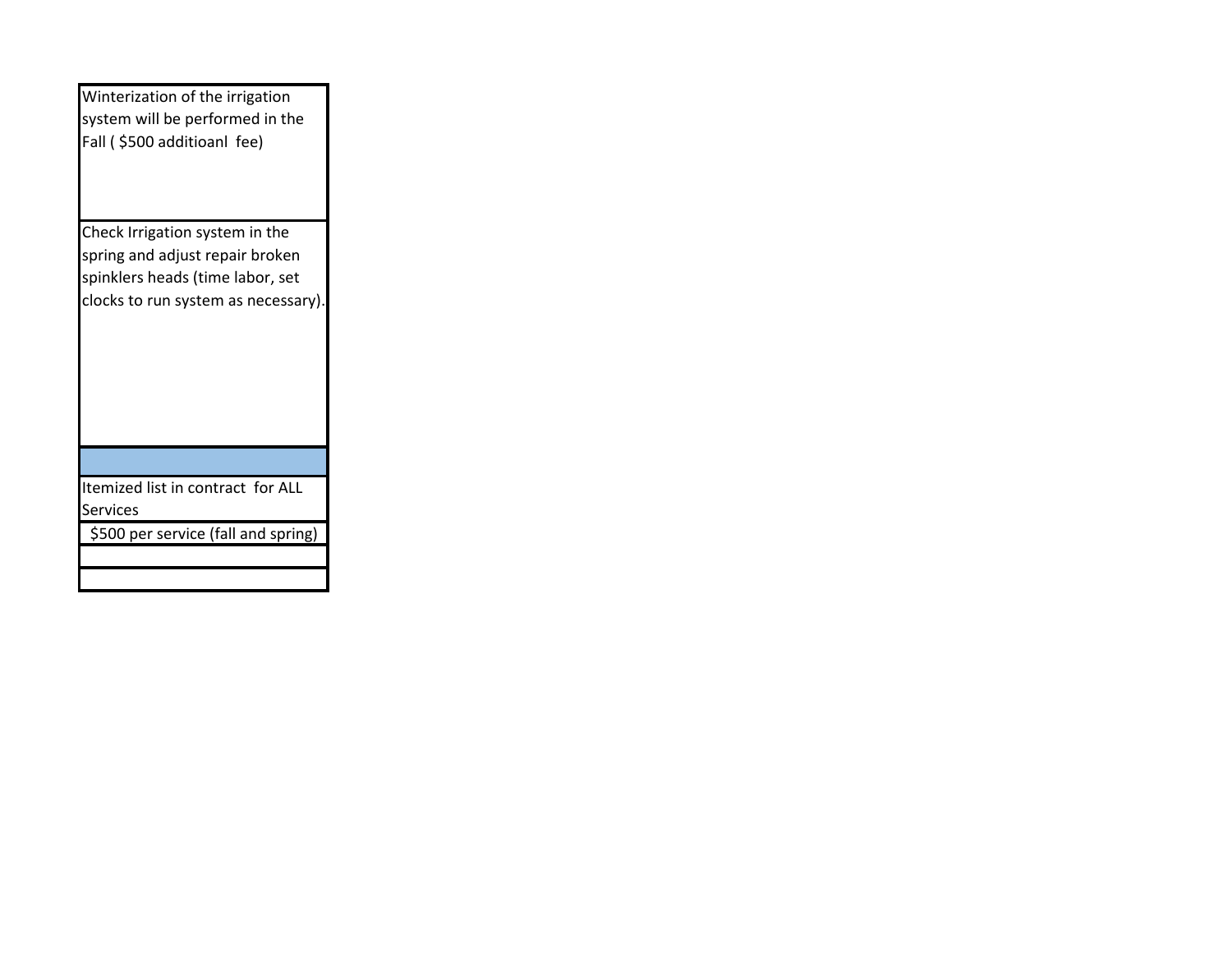| |
|---|
| Winterization of the irrigation system will be performed in the Fall ( $500 additioanl fee) |
| Check Irrigation system in the spring and adjust repair broken spinklers heads (time labor, set clocks to run system as necessary). |
| |
| Itemized list in contract for ALL Services |
| $500 per service (fall and spring) |
| |
| |